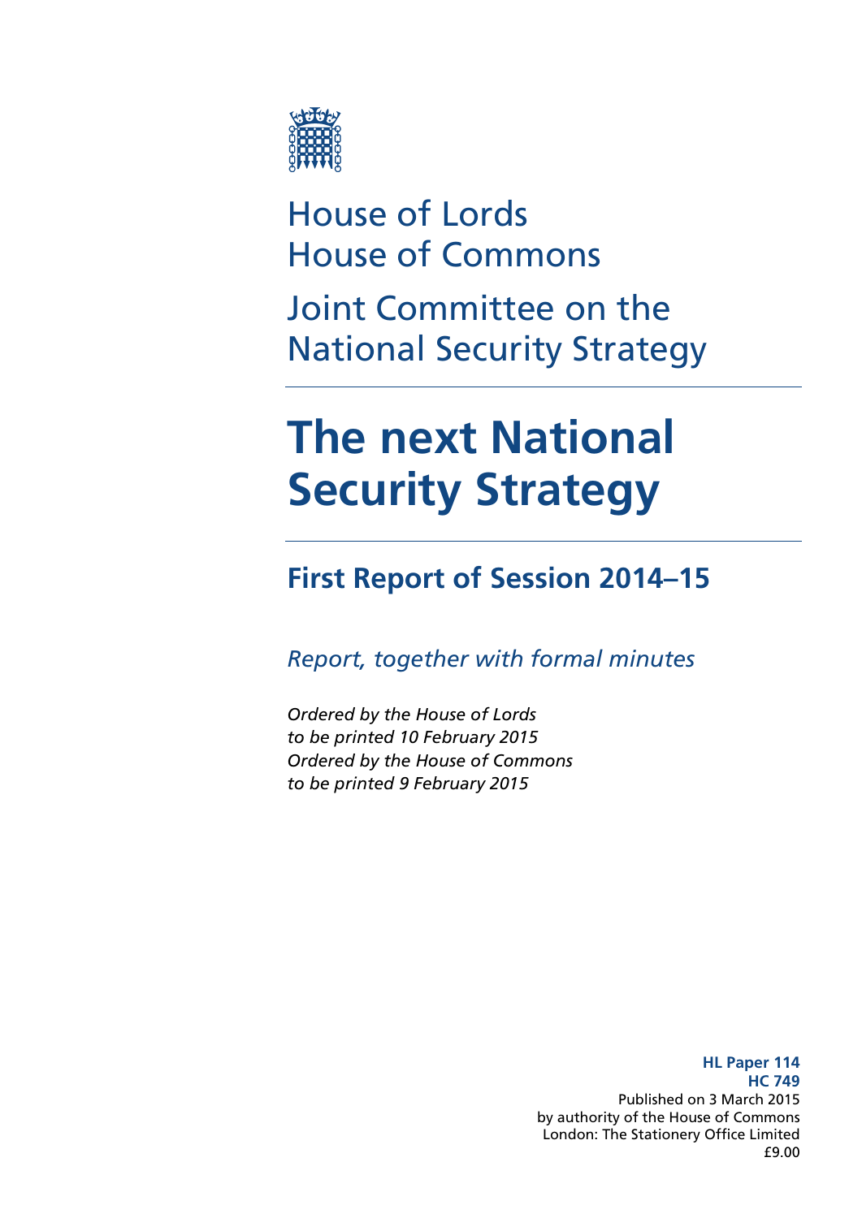House of Lords
House of Commons

Joint Committee on the National Security Strategy

# The next National Security Strategy

## First Report of Session 2014–15

*Report, together with formal minutes*

*Ordered by the House of Lords to be printed 10 February 2015*
*Ordered by the House of Commons to be printed 9 February 2015*

**HL Paper 114**
**HC 749**
Published on 3 March 2015
by authority of the House of Commons
London: The Stationery Office Limited
£9.00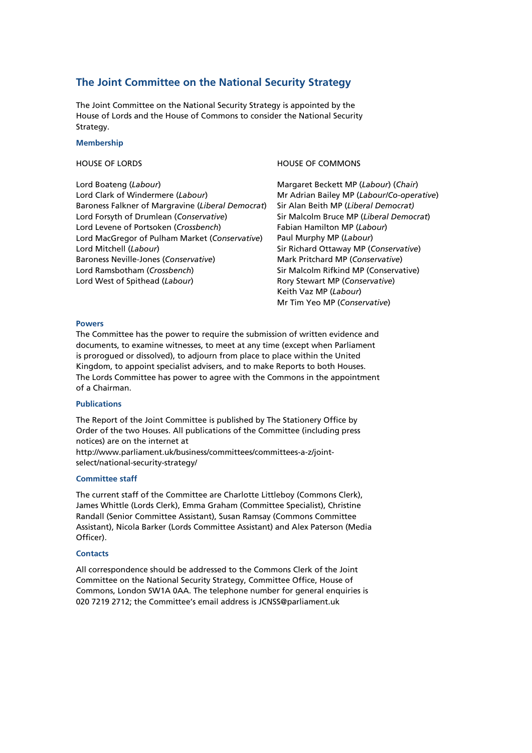## The Joint Committee on the National Security Strategy

The Joint Committee on the National Security Strategy is appointed by the House of Lords and the House of Commons to consider the National Security Strategy.

### Membership

HOUSE OF LORDS

Lord Boateng (*Labour*)
Lord Clark of Windermere (*Labour*)
Baroness Falkner of Margravine (*Liberal Democrat*)
Lord Forsyth of Drumlean (*Conservative*)
Lord Levene of Portsoken (*Crossbench*)
Lord MacGregor of Pulham Market (*Conservative*)
Lord Mitchell (*Labour*)
Baroness Neville-Jones (*Conservative*)
Lord Ramsbotham (*Crossbench*)
Lord West of Spithead (*Labour*)

HOUSE OF COMMONS

Margaret Beckett MP (*Labour*) (*Chair*)
Mr Adrian Bailey MP (*Labour/Co-operative*)
Sir Alan Beith MP (*Liberal Democrat)*
Sir Malcolm Bruce MP (*Liberal Democrat*)
Fabian Hamilton MP (*Labour*)
Paul Murphy MP (*Labour*)
Sir Richard Ottaway MP (*Conservative*)
Mark Pritchard MP (*Conservative*)
Sir Malcolm Rifkind MP (Conservative)
Rory Stewart MP (*Conservative*)
Keith Vaz MP (*Labour*)
Mr Tim Yeo MP (*Conservative*)

### Powers

The Committee has the power to require the submission of written evidence and documents, to examine witnesses, to meet at any time (except when Parliament is prorogued or dissolved), to adjourn from place to place within the United Kingdom, to appoint specialist advisers, and to make Reports to both Houses. The Lords Committee has power to agree with the Commons in the appointment of a Chairman.

### Publications

The Report of the Joint Committee is published by The Stationery Office by Order of the two Houses. All publications of the Committee (including press notices) are on the internet at http://www.parliament.uk/business/committees/committees-a-z/joint-select/national-security-strategy/

### Committee staff

The current staff of the Committee are Charlotte Littleboy (Commons Clerk), James Whittle (Lords Clerk), Emma Graham (Committee Specialist), Christine Randall (Senior Committee Assistant), Susan Ramsay (Commons Committee Assistant), Nicola Barker (Lords Committee Assistant) and Alex Paterson (Media Officer).

### Contacts

All correspondence should be addressed to the Commons Clerk of the Joint Committee on the National Security Strategy, Committee Office, House of Commons, London SW1A 0AA. The telephone number for general enquiries is 020 7219 2712; the Committee's email address is JCNSS@parliament.uk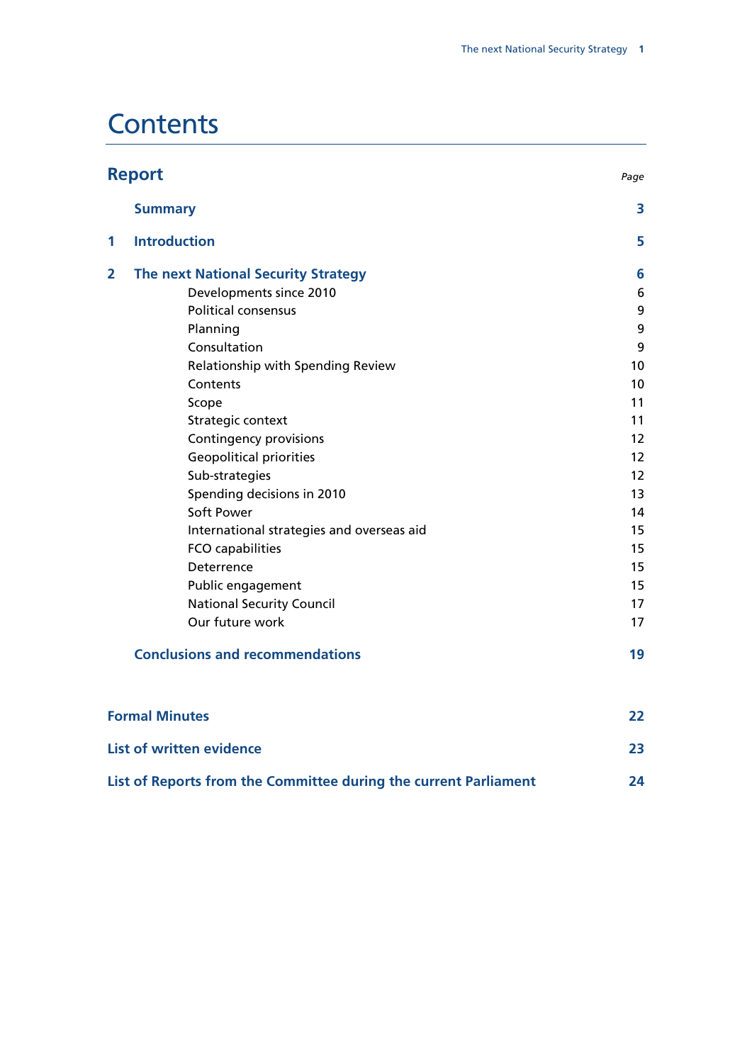# Contents

## Report

*Page*

| | | |
|---|---|---|
| | **Summary** | **3** |
| **1** | **Introduction** | **5** |
| **2** | **The next National Security Strategy** | **6** |
| | Developments since 2010 | 6 |
| | Political consensus | 9 |
| | Planning | 9 |
| | Consultation | 9 |
| | Relationship with Spending Review | 10 |
| | Contents | 10 |
| | Scope | 11 |
| | Strategic context | 11 |
| | Contingency provisions | 12 |
| | Geopolitical priorities | 12 |
| | Sub-strategies | 12 |
| | Spending decisions in 2010 | 13 |
| | Soft Power | 14 |
| | International strategies and overseas aid | 15 |
| | FCO capabilities | 15 |
| | Deterrence | 15 |
| | Public engagement | 15 |
| | National Security Council | 17 |
| | Our future work | 17 |
| | **Conclusions and recommendations** | **19** |

| | |
|---|---|
| **Formal Minutes** | **22** |
| **List of written evidence** | **23** |
| **List of Reports from the Committee during the current Parliament** | **24** |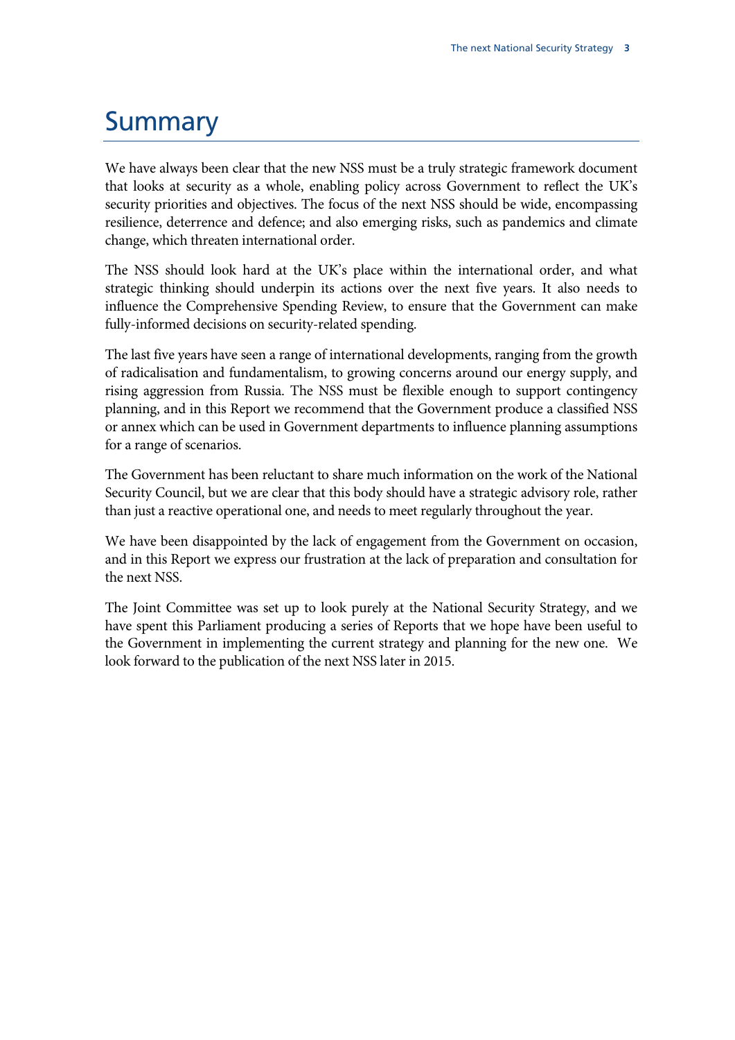# Summary

We have always been clear that the new NSS must be a truly strategic framework document that looks at security as a whole, enabling policy across Government to reflect the UK's security priorities and objectives. The focus of the next NSS should be wide, encompassing resilience, deterrence and defence; and also emerging risks, such as pandemics and climate change, which threaten international order.

The NSS should look hard at the UK's place within the international order, and what strategic thinking should underpin its actions over the next five years. It also needs to influence the Comprehensive Spending Review, to ensure that the Government can make fully-informed decisions on security-related spending.

The last five years have seen a range of international developments, ranging from the growth of radicalisation and fundamentalism, to growing concerns around our energy supply, and rising aggression from Russia. The NSS must be flexible enough to support contingency planning, and in this Report we recommend that the Government produce a classified NSS or annex which can be used in Government departments to influence planning assumptions for a range of scenarios.

The Government has been reluctant to share much information on the work of the National Security Council, but we are clear that this body should have a strategic advisory role, rather than just a reactive operational one, and needs to meet regularly throughout the year.

We have been disappointed by the lack of engagement from the Government on occasion, and in this Report we express our frustration at the lack of preparation and consultation for the next NSS.

The Joint Committee was set up to look purely at the National Security Strategy, and we have spent this Parliament producing a series of Reports that we hope have been useful to the Government in implementing the current strategy and planning for the new one. We look forward to the publication of the next NSS later in 2015.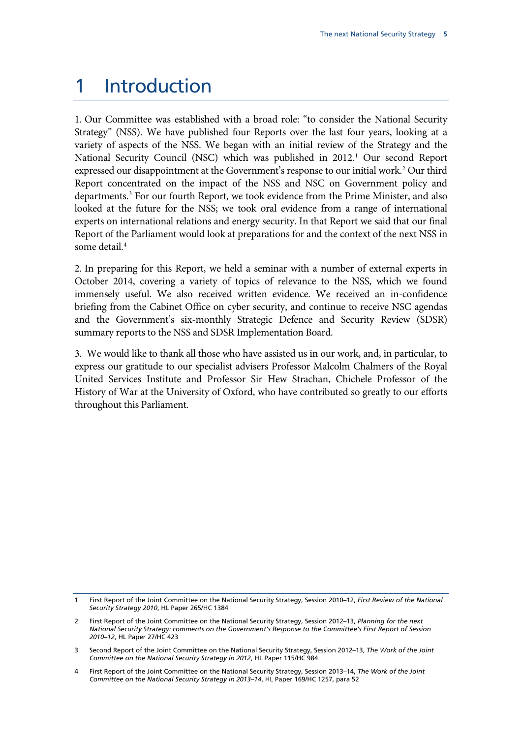# 1 Introduction

1. Our Committee was established with a broad role: "to consider the National Security Strategy" (NSS). We have published four Reports over the last four years, looking at a variety of aspects of the NSS. We began with an initial review of the Strategy and the National Security Council (NSC) which was published in 2012.[1] Our second Report expressed our disappointment at the Government's response to our initial work.[2] Our third Report concentrated on the impact of the NSS and NSC on Government policy and departments.[3] For our fourth Report, we took evidence from the Prime Minister, and also looked at the future for the NSS; we took oral evidence from a range of international experts on international relations and energy security. In that Report we said that our final Report of the Parliament would look at preparations for and the context of the next NSS in some detail.[4]

2. In preparing for this Report, we held a seminar with a number of external experts in October 2014, covering a variety of topics of relevance to the NSS, which we found immensely useful. We also received written evidence. We received an in-confidence briefing from the Cabinet Office on cyber security, and continue to receive NSC agendas and the Government's six-monthly Strategic Defence and Security Review (SDSR) summary reports to the NSS and SDSR Implementation Board.

3. We would like to thank all those who have assisted us in our work, and, in particular, to express our gratitude to our specialist advisers Professor Malcolm Chalmers of the Royal United Services Institute and Professor Sir Hew Strachan, Chichele Professor of the History of War at the University of Oxford, who have contributed so greatly to our efforts throughout this Parliament.

---

1 First Report of the Joint Committee on the National Security Strategy, Session 2010–12, *First Review of the National Security Strategy 2010*, HL Paper 265/HC 1384

2 First Report of the Joint Committee on the National Security Strategy, Session 2012–13, *Planning for the next National Security Strategy: comments on the Government's Response to the Committee's First Report of Session 2010–12*, HL Paper 27/HC 423

3 Second Report of the Joint Committee on the National Security Strategy, Session 2012–13, *The Work of the Joint Committee on the National Security Strategy in 2012*, HL Paper 115/HC 984

4 First Report of the Joint Committee on the National Security Strategy, Session 2013–14, *The Work of the Joint Committee on the National Security Strategy in 2013–14*, HL Paper 169/HC 1257, para 52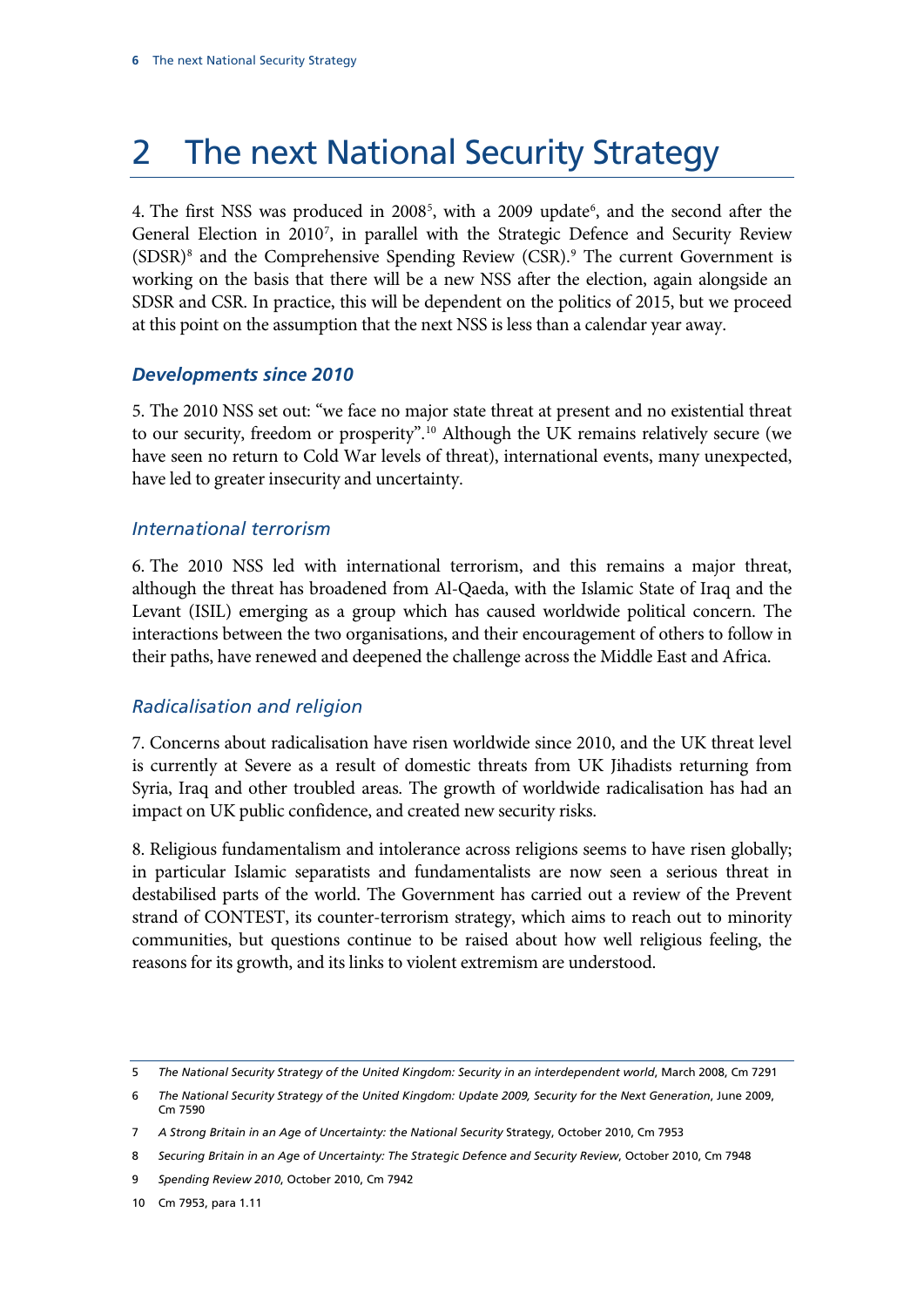# 2 The next National Security Strategy

4. The first NSS was produced in 2008[5], with a 2009 update[6], and the second after the General Election in 2010[7], in parallel with the Strategic Defence and Security Review (SDSR)[8] and the Comprehensive Spending Review (CSR).[9] The current Government is working on the basis that there will be a new NSS after the election, again alongside an SDSR and CSR. In practice, this will be dependent on the politics of 2015, but we proceed at this point on the assumption that the next NSS is less than a calendar year away.

### *Developments since 2010*

5. The 2010 NSS set out: "we face no major state threat at present and no existential threat to our security, freedom or prosperity".[10] Although the UK remains relatively secure (we have seen no return to Cold War levels of threat), international events, many unexpected, have led to greater insecurity and uncertainty.

#### *International terrorism*

6. The 2010 NSS led with international terrorism, and this remains a major threat, although the threat has broadened from Al-Qaeda, with the Islamic State of Iraq and the Levant (ISIL) emerging as a group which has caused worldwide political concern. The interactions between the two organisations, and their encouragement of others to follow in their paths, have renewed and deepened the challenge across the Middle East and Africa.

#### *Radicalisation and religion*

7. Concerns about radicalisation have risen worldwide since 2010, and the UK threat level is currently at Severe as a result of domestic threats from UK Jihadists returning from Syria, Iraq and other troubled areas. The growth of worldwide radicalisation has had an impact on UK public confidence, and created new security risks.

8. Religious fundamentalism and intolerance across religions seems to have risen globally; in particular Islamic separatists and fundamentalists are now seen a serious threat in destabilised parts of the world. The Government has carried out a review of the Prevent strand of CONTEST, its counter-terrorism strategy, which aims to reach out to minority communities, but questions continue to be raised about how well religious feeling, the reasons for its growth, and its links to violent extremism are understood.

---

5 *The National Security Strategy of the United Kingdom: Security in an interdependent world*, March 2008, Cm 7291

6 *The National Security Strategy of the United Kingdom: Update 2009, Security for the Next Generation*, June 2009, Cm 7590

7 *A Strong Britain in an Age of Uncertainty: the National Security* Strategy, October 2010, Cm 7953

8 *Securing Britain in an Age of Uncertainty: The Strategic Defence and Security Review*, October 2010, Cm 7948

9 *Spending Review 2010*, October 2010, Cm 7942

10 Cm 7953, para 1.11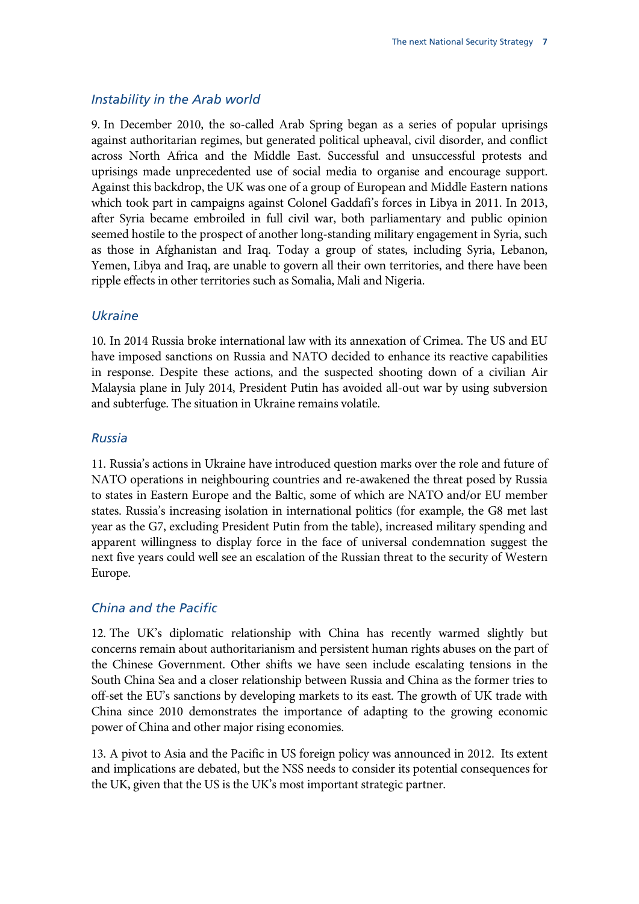### *Instability in the Arab world*

9. In December 2010, the so-called Arab Spring began as a series of popular uprisings against authoritarian regimes, but generated political upheaval, civil disorder, and conflict across North Africa and the Middle East. Successful and unsuccessful protests and uprisings made unprecedented use of social media to organise and encourage support. Against this backdrop, the UK was one of a group of European and Middle Eastern nations which took part in campaigns against Colonel Gaddafi's forces in Libya in 2011. In 2013, after Syria became embroiled in full civil war, both parliamentary and public opinion seemed hostile to the prospect of another long-standing military engagement in Syria, such as those in Afghanistan and Iraq. Today a group of states, including Syria, Lebanon, Yemen, Libya and Iraq, are unable to govern all their own territories, and there have been ripple effects in other territories such as Somalia, Mali and Nigeria.

### *Ukraine*

10. In 2014 Russia broke international law with its annexation of Crimea. The US and EU have imposed sanctions on Russia and NATO decided to enhance its reactive capabilities in response. Despite these actions, and the suspected shooting down of a civilian Air Malaysia plane in July 2014, President Putin has avoided all-out war by using subversion and subterfuge. The situation in Ukraine remains volatile.

### *Russia*

11. Russia's actions in Ukraine have introduced question marks over the role and future of NATO operations in neighbouring countries and re-awakened the threat posed by Russia to states in Eastern Europe and the Baltic, some of which are NATO and/or EU member states. Russia's increasing isolation in international politics (for example, the G8 met last year as the G7, excluding President Putin from the table), increased military spending and apparent willingness to display force in the face of universal condemnation suggest the next five years could well see an escalation of the Russian threat to the security of Western Europe.

### *China and the Pacific*

12. The UK's diplomatic relationship with China has recently warmed slightly but concerns remain about authoritarianism and persistent human rights abuses on the part of the Chinese Government. Other shifts we have seen include escalating tensions in the South China Sea and a closer relationship between Russia and China as the former tries to off-set the EU's sanctions by developing markets to its east. The growth of UK trade with China since 2010 demonstrates the importance of adapting to the growing economic power of China and other major rising economies.

13. A pivot to Asia and the Pacific in US foreign policy was announced in 2012. Its extent and implications are debated, but the NSS needs to consider its potential consequences for the UK, given that the US is the UK's most important strategic partner.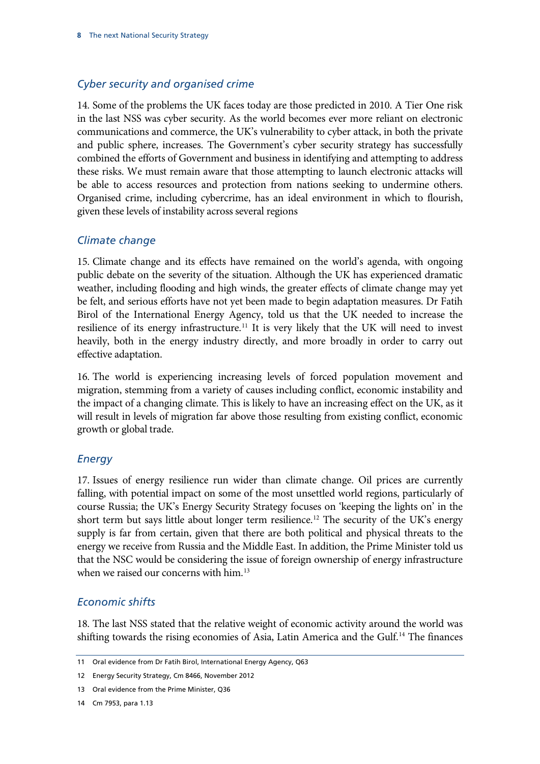### *Cyber security and organised crime*

14. Some of the problems the UK faces today are those predicted in 2010. A Tier One risk in the last NSS was cyber security. As the world becomes ever more reliant on electronic communications and commerce, the UK's vulnerability to cyber attack, in both the private and public sphere, increases. The Government's cyber security strategy has successfully combined the efforts of Government and business in identifying and attempting to address these risks. We must remain aware that those attempting to launch electronic attacks will be able to access resources and protection from nations seeking to undermine others. Organised crime, including cybercrime, has an ideal environment in which to flourish, given these levels of instability across several regions

### *Climate change*

15. Climate change and its effects have remained on the world's agenda, with ongoing public debate on the severity of the situation. Although the UK has experienced dramatic weather, including flooding and high winds, the greater effects of climate change may yet be felt, and serious efforts have not yet been made to begin adaptation measures. Dr Fatih Birol of the International Energy Agency, told us that the UK needed to increase the resilience of its energy infrastructure.[11] It is very likely that the UK will need to invest heavily, both in the energy industry directly, and more broadly in order to carry out effective adaptation.

16. The world is experiencing increasing levels of forced population movement and migration, stemming from a variety of causes including conflict, economic instability and the impact of a changing climate. This is likely to have an increasing effect on the UK, as it will result in levels of migration far above those resulting from existing conflict, economic growth or global trade.

### *Energy*

17. Issues of energy resilience run wider than climate change. Oil prices are currently falling, with potential impact on some of the most unsettled world regions, particularly of course Russia; the UK's Energy Security Strategy focuses on 'keeping the lights on' in the short term but says little about longer term resilience.[12] The security of the UK's energy supply is far from certain, given that there are both political and physical threats to the energy we receive from Russia and the Middle East. In addition, the Prime Minister told us that the NSC would be considering the issue of foreign ownership of energy infrastructure when we raised our concerns with him.[13]

### *Economic shifts*

18. The last NSS stated that the relative weight of economic activity around the world was shifting towards the rising economies of Asia, Latin America and the Gulf.[14] The finances

---

11 Oral evidence from Dr Fatih Birol, International Energy Agency, Q63

12 Energy Security Strategy, Cm 8466, November 2012

13 Oral evidence from the Prime Minister, Q36

14 Cm 7953, para 1.13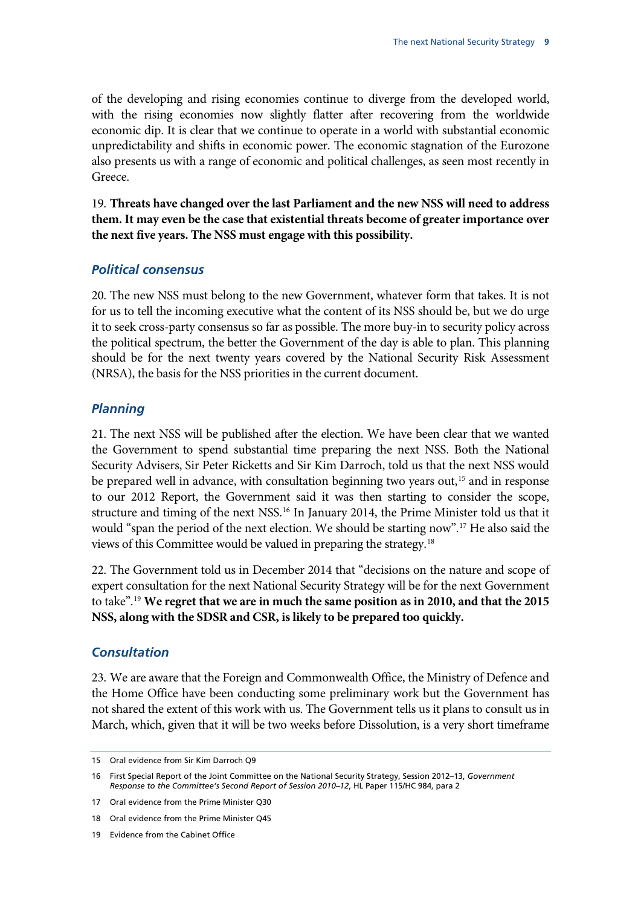of the developing and rising economies continue to diverge from the developed world, with the rising economies now slightly flatter after recovering from the worldwide economic dip. It is clear that we continue to operate in a world with substantial economic unpredictability and shifts in economic power. The economic stagnation of the Eurozone also presents us with a range of economic and political challenges, as seen most recently in Greece.

19. **Threats have changed over the last Parliament and the new NSS will need to address them. It may even be the case that existential threats become of greater importance over the next five years. The NSS must engage with this possibility.**

### *Political consensus*

20. The new NSS must belong to the new Government, whatever form that takes. It is not for us to tell the incoming executive what the content of its NSS should be, but we do urge it to seek cross-party consensus so far as possible. The more buy-in to security policy across the political spectrum, the better the Government of the day is able to plan. This planning should be for the next twenty years covered by the National Security Risk Assessment (NRSA), the basis for the NSS priorities in the current document.

### *Planning*

21. The next NSS will be published after the election. We have been clear that we wanted the Government to spend substantial time preparing the next NSS. Both the National Security Advisers, Sir Peter Ricketts and Sir Kim Darroch, told us that the next NSS would be prepared well in advance, with consultation beginning two years out,[15] and in response to our 2012 Report, the Government said it was then starting to consider the scope, structure and timing of the next NSS.[16] In January 2014, the Prime Minister told us that it would "span the period of the next election. We should be starting now".[17] He also said the views of this Committee would be valued in preparing the strategy.[18]

22. The Government told us in December 2014 that "decisions on the nature and scope of expert consultation for the next National Security Strategy will be for the next Government to take".[19] **We regret that we are in much the same position as in 2010, and that the 2015 NSS, along with the SDSR and CSR, is likely to be prepared too quickly.**

### *Consultation*

23. We are aware that the Foreign and Commonwealth Office, the Ministry of Defence and the Home Office have been conducting some preliminary work but the Government has not shared the extent of this work with us. The Government tells us it plans to consult us in March, which, given that it will be two weeks before Dissolution, is a very short timeframe

---

15 Oral evidence from Sir Kim Darroch Q9

16 First Special Report of the Joint Committee on the National Security Strategy, Session 2012–13, *Government Response to the Committee's Second Report of Session 2010–12*, HL Paper 115/HC 984, para 2

17 Oral evidence from the Prime Minister Q30

18 Oral evidence from the Prime Minister Q45

19 Evidence from the Cabinet Office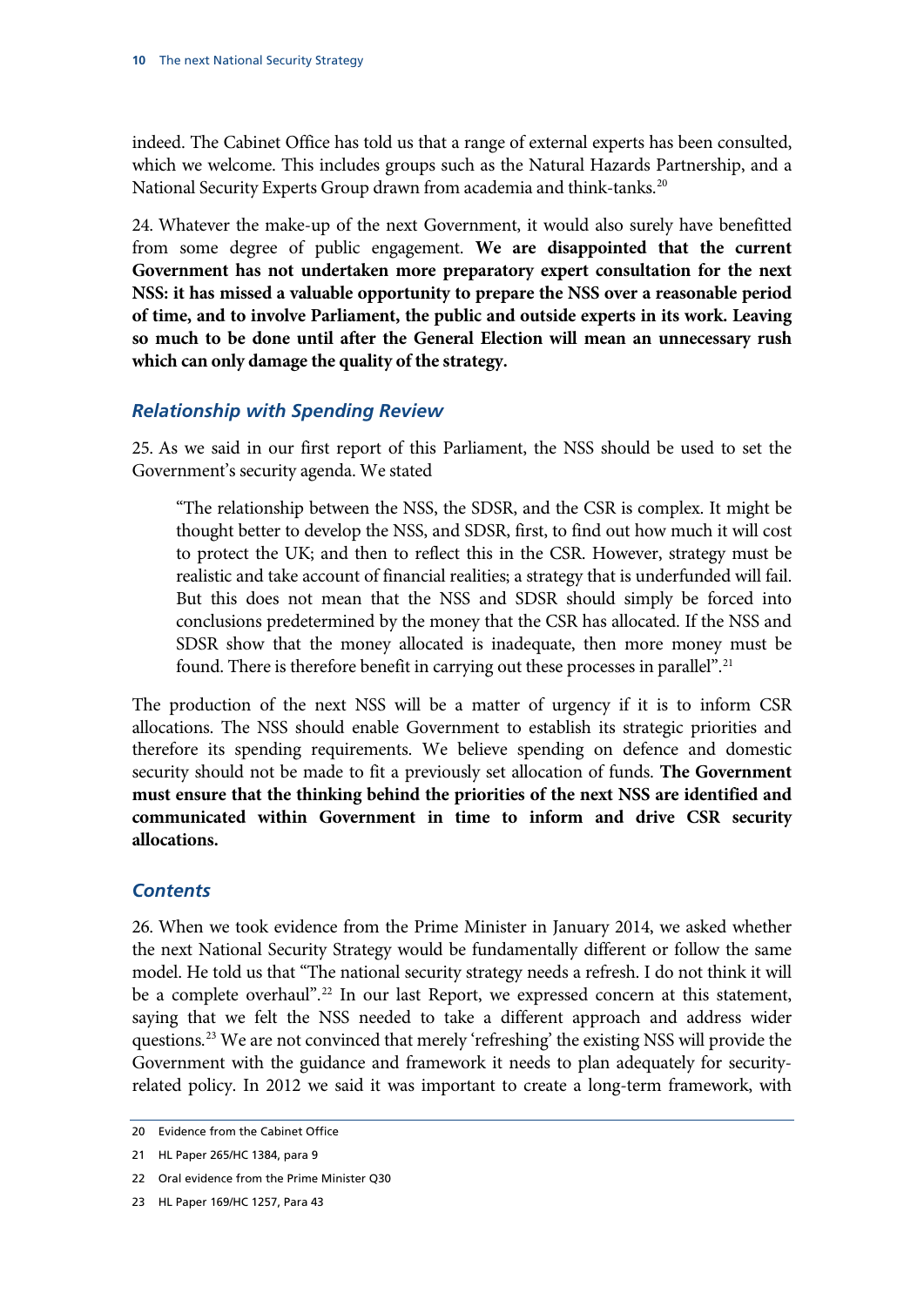indeed. The Cabinet Office has told us that a range of external experts has been consulted, which we welcome. This includes groups such as the Natural Hazards Partnership, and a National Security Experts Group drawn from academia and think-tanks.[20]

24. Whatever the make-up of the next Government, it would also surely have benefitted from some degree of public engagement. **We are disappointed that the current Government has not undertaken more preparatory expert consultation for the next NSS: it has missed a valuable opportunity to prepare the NSS over a reasonable period of time, and to involve Parliament, the public and outside experts in its work. Leaving so much to be done until after the General Election will mean an unnecessary rush which can only damage the quality of the strategy.**

### *Relationship with Spending Review*

25. As we said in our first report of this Parliament, the NSS should be used to set the Government's security agenda. We stated

> "The relationship between the NSS, the SDSR, and the CSR is complex. It might be thought better to develop the NSS, and SDSR, first, to find out how much it will cost to protect the UK; and then to reflect this in the CSR. However, strategy must be realistic and take account of financial realities; a strategy that is underfunded will fail. But this does not mean that the NSS and SDSR should simply be forced into conclusions predetermined by the money that the CSR has allocated. If the NSS and SDSR show that the money allocated is inadequate, then more money must be found. There is therefore benefit in carrying out these processes in parallel".[21]

The production of the next NSS will be a matter of urgency if it is to inform CSR allocations. The NSS should enable Government to establish its strategic priorities and therefore its spending requirements. We believe spending on defence and domestic security should not be made to fit a previously set allocation of funds. **The Government must ensure that the thinking behind the priorities of the next NSS are identified and communicated within Government in time to inform and drive CSR security allocations.**

### *Contents*

26. When we took evidence from the Prime Minister in January 2014, we asked whether the next National Security Strategy would be fundamentally different or follow the same model. He told us that "The national security strategy needs a refresh. I do not think it will be a complete overhaul".[22] In our last Report, we expressed concern at this statement, saying that we felt the NSS needed to take a different approach and address wider questions.[23] We are not convinced that merely 'refreshing' the existing NSS will provide the Government with the guidance and framework it needs to plan adequately for security-related policy. In 2012 we said it was important to create a long-term framework, with

---

20 Evidence from the Cabinet Office

21 HL Paper 265/HC 1384, para 9

22 Oral evidence from the Prime Minister Q30

23 HL Paper 169/HC 1257, Para 43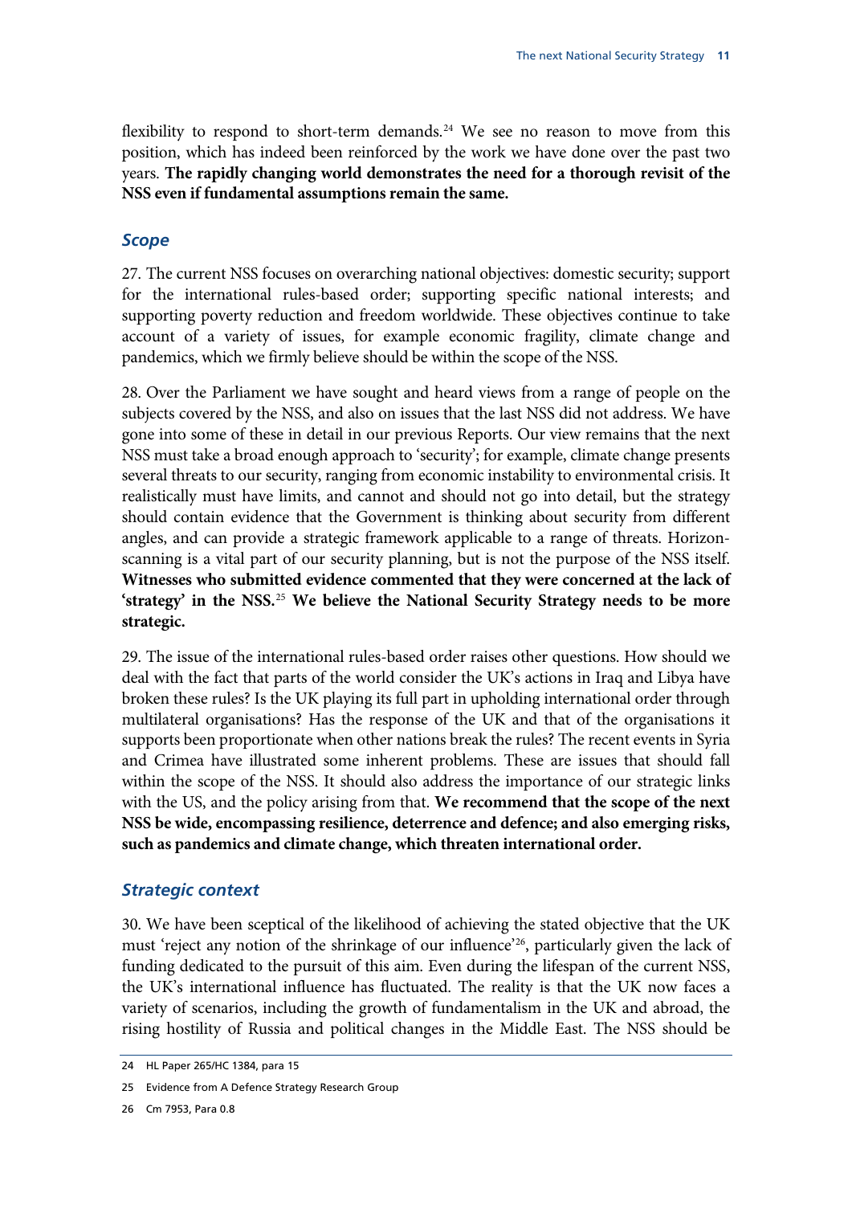flexibility to respond to short-term demands.[24] We see no reason to move from this position, which has indeed been reinforced by the work we have done over the past two years. **The rapidly changing world demonstrates the need for a thorough revisit of the NSS even if fundamental assumptions remain the same.**

### *Scope*

27. The current NSS focuses on overarching national objectives: domestic security; support for the international rules-based order; supporting specific national interests; and supporting poverty reduction and freedom worldwide. These objectives continue to take account of a variety of issues, for example economic fragility, climate change and pandemics, which we firmly believe should be within the scope of the NSS.

28. Over the Parliament we have sought and heard views from a range of people on the subjects covered by the NSS, and also on issues that the last NSS did not address. We have gone into some of these in detail in our previous Reports. Our view remains that the next NSS must take a broad enough approach to 'security'; for example, climate change presents several threats to our security, ranging from economic instability to environmental crisis. It realistically must have limits, and cannot and should not go into detail, but the strategy should contain evidence that the Government is thinking about security from different angles, and can provide a strategic framework applicable to a range of threats. Horizon-scanning is a vital part of our security planning, but is not the purpose of the NSS itself. **Witnesses who submitted evidence commented that they were concerned at the lack of 'strategy' in the NSS.**[25] **We believe the National Security Strategy needs to be more strategic.**

29. The issue of the international rules-based order raises other questions. How should we deal with the fact that parts of the world consider the UK's actions in Iraq and Libya have broken these rules? Is the UK playing its full part in upholding international order through multilateral organisations? Has the response of the UK and that of the organisations it supports been proportionate when other nations break the rules? The recent events in Syria and Crimea have illustrated some inherent problems. These are issues that should fall within the scope of the NSS. It should also address the importance of our strategic links with the US, and the policy arising from that. **We recommend that the scope of the next NSS be wide, encompassing resilience, deterrence and defence; and also emerging risks, such as pandemics and climate change, which threaten international order.**

### *Strategic context*

30. We have been sceptical of the likelihood of achieving the stated objective that the UK must 'reject any notion of the shrinkage of our influence'[26], particularly given the lack of funding dedicated to the pursuit of this aim. Even during the lifespan of the current NSS, the UK's international influence has fluctuated. The reality is that the UK now faces a variety of scenarios, including the growth of fundamentalism in the UK and abroad, the rising hostility of Russia and political changes in the Middle East. The NSS should be

---

24 HL Paper 265/HC 1384, para 15

25 Evidence from A Defence Strategy Research Group

26 Cm 7953, Para 0.8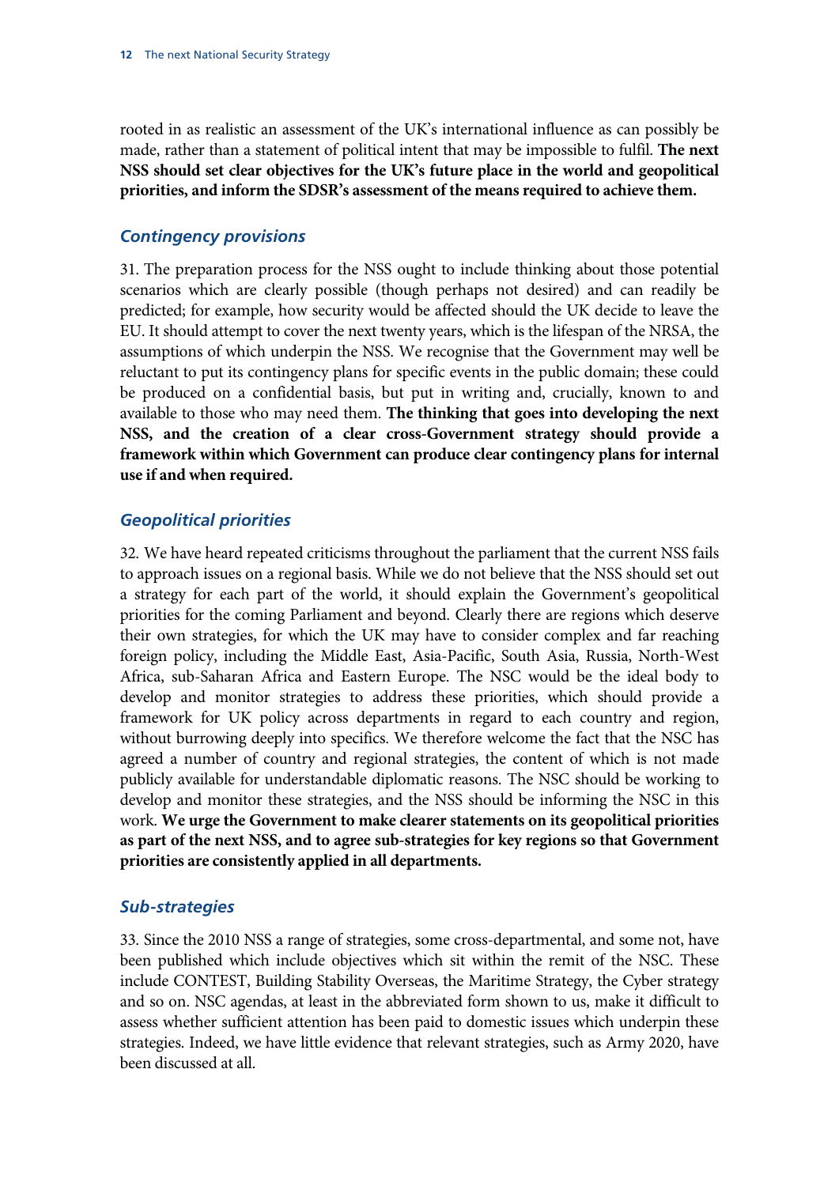rooted in as realistic an assessment of the UK's international influence as can possibly be made, rather than a statement of political intent that may be impossible to fulfil. **The next NSS should set clear objectives for the UK's future place in the world and geopolitical priorities, and inform the SDSR's assessment of the means required to achieve them.**

### *Contingency provisions*

31. The preparation process for the NSS ought to include thinking about those potential scenarios which are clearly possible (though perhaps not desired) and can readily be predicted; for example, how security would be affected should the UK decide to leave the EU. It should attempt to cover the next twenty years, which is the lifespan of the NRSA, the assumptions of which underpin the NSS. We recognise that the Government may well be reluctant to put its contingency plans for specific events in the public domain; these could be produced on a confidential basis, but put in writing and, crucially, known to and available to those who may need them. **The thinking that goes into developing the next NSS, and the creation of a clear cross-Government strategy should provide a framework within which Government can produce clear contingency plans for internal use if and when required.**

### *Geopolitical priorities*

32. We have heard repeated criticisms throughout the parliament that the current NSS fails to approach issues on a regional basis. While we do not believe that the NSS should set out a strategy for each part of the world, it should explain the Government's geopolitical priorities for the coming Parliament and beyond. Clearly there are regions which deserve their own strategies, for which the UK may have to consider complex and far reaching foreign policy, including the Middle East, Asia-Pacific, South Asia, Russia, North-West Africa, sub-Saharan Africa and Eastern Europe. The NSC would be the ideal body to develop and monitor strategies to address these priorities, which should provide a framework for UK policy across departments in regard to each country and region, without burrowing deeply into specifics. We therefore welcome the fact that the NSC has agreed a number of country and regional strategies, the content of which is not made publicly available for understandable diplomatic reasons. The NSC should be working to develop and monitor these strategies, and the NSS should be informing the NSC in this work. **We urge the Government to make clearer statements on its geopolitical priorities as part of the next NSS, and to agree sub-strategies for key regions so that Government priorities are consistently applied in all departments.**

### *Sub-strategies*

33. Since the 2010 NSS a range of strategies, some cross-departmental, and some not, have been published which include objectives which sit within the remit of the NSC. These include CONTEST, Building Stability Overseas, the Maritime Strategy, the Cyber strategy and so on. NSC agendas, at least in the abbreviated form shown to us, make it difficult to assess whether sufficient attention has been paid to domestic issues which underpin these strategies. Indeed, we have little evidence that relevant strategies, such as Army 2020, have been discussed at all.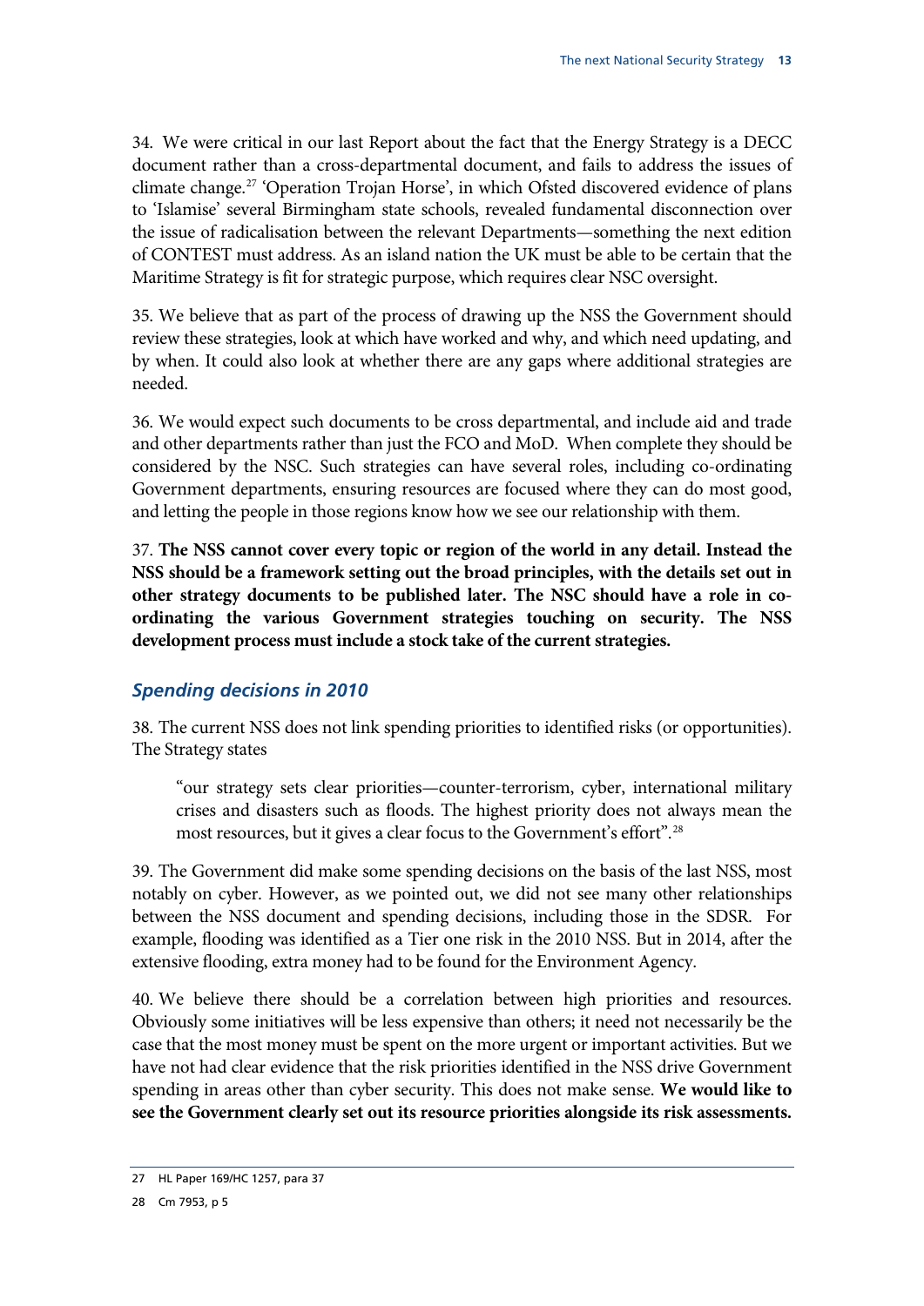34. We were critical in our last Report about the fact that the Energy Strategy is a DECC document rather than a cross-departmental document, and fails to address the issues of climate change.[27] 'Operation Trojan Horse', in which Ofsted discovered evidence of plans to 'Islamise' several Birmingham state schools, revealed fundamental disconnection over the issue of radicalisation between the relevant Departments—something the next edition of CONTEST must address. As an island nation the UK must be able to be certain that the Maritime Strategy is fit for strategic purpose, which requires clear NSC oversight.

35. We believe that as part of the process of drawing up the NSS the Government should review these strategies, look at which have worked and why, and which need updating, and by when. It could also look at whether there are any gaps where additional strategies are needed.

36. We would expect such documents to be cross departmental, and include aid and trade and other departments rather than just the FCO and MoD. When complete they should be considered by the NSC. Such strategies can have several roles, including co-ordinating Government departments, ensuring resources are focused where they can do most good, and letting the people in those regions know how we see our relationship with them.

37. **The NSS cannot cover every topic or region of the world in any detail. Instead the NSS should be a framework setting out the broad principles, with the details set out in other strategy documents to be published later. The NSC should have a role in co-ordinating the various Government strategies touching on security. The NSS development process must include a stock take of the current strategies.**

### *Spending decisions in 2010*

38. The current NSS does not link spending priorities to identified risks (or opportunities). The Strategy states

> "our strategy sets clear priorities—counter-terrorism, cyber, international military crises and disasters such as floods. The highest priority does not always mean the most resources, but it gives a clear focus to the Government's effort".[28]

39. The Government did make some spending decisions on the basis of the last NSS, most notably on cyber. However, as we pointed out, we did not see many other relationships between the NSS document and spending decisions, including those in the SDSR. For example, flooding was identified as a Tier one risk in the 2010 NSS. But in 2014, after the extensive flooding, extra money had to be found for the Environment Agency.

40. We believe there should be a correlation between high priorities and resources. Obviously some initiatives will be less expensive than others; it need not necessarily be the case that the most money must be spent on the more urgent or important activities. But we have not had clear evidence that the risk priorities identified in the NSS drive Government spending in areas other than cyber security. This does not make sense. **We would like to see the Government clearly set out its resource priorities alongside its risk assessments.**

27 HL Paper 169/HC 1257, para 37

28 Cm 7953, p 5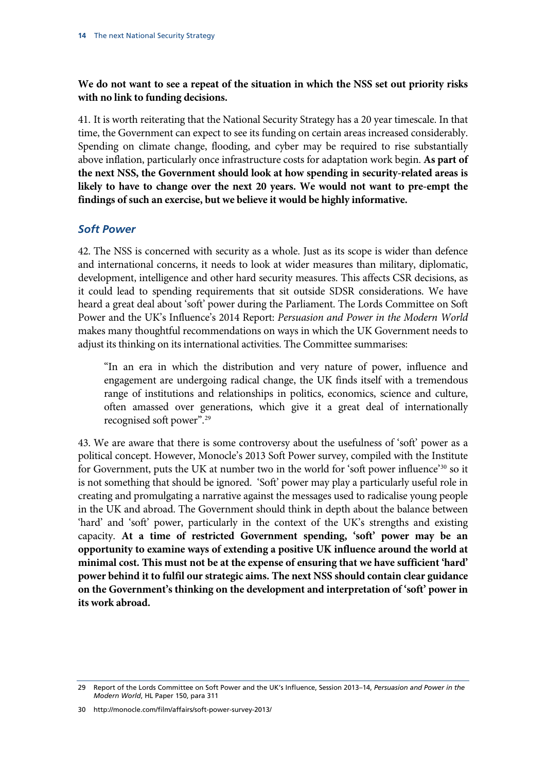**We do not want to see a repeat of the situation in which the NSS set out priority risks with no link to funding decisions.**

41. It is worth reiterating that the National Security Strategy has a 20 year timescale. In that time, the Government can expect to see its funding on certain areas increased considerably. Spending on climate change, flooding, and cyber may be required to rise substantially above inflation, particularly once infrastructure costs for adaptation work begin. **As part of the next NSS, the Government should look at how spending in security-related areas is likely to have to change over the next 20 years. We would not want to pre-empt the findings of such an exercise, but we believe it would be highly informative.**

### *Soft Power*

42. The NSS is concerned with security as a whole. Just as its scope is wider than defence and international concerns, it needs to look at wider measures than military, diplomatic, development, intelligence and other hard security measures. This affects CSR decisions, as it could lead to spending requirements that sit outside SDSR considerations. We have heard a great deal about 'soft' power during the Parliament. The Lords Committee on Soft Power and the UK's Influence's 2014 Report: *Persuasion and Power in the Modern World* makes many thoughtful recommendations on ways in which the UK Government needs to adjust its thinking on its international activities. The Committee summarises:

> "In an era in which the distribution and very nature of power, influence and engagement are undergoing radical change, the UK finds itself with a tremendous range of institutions and relationships in politics, economics, science and culture, often amassed over generations, which give it a great deal of internationally recognised soft power".[29]

43. We are aware that there is some controversy about the usefulness of 'soft' power as a political concept. However, Monocle's 2013 Soft Power survey, compiled with the Institute for Government, puts the UK at number two in the world for 'soft power influence'[30] so it is not something that should be ignored. 'Soft' power may play a particularly useful role in creating and promulgating a narrative against the messages used to radicalise young people in the UK and abroad. The Government should think in depth about the balance between 'hard' and 'soft' power, particularly in the context of the UK's strengths and existing capacity. **At a time of restricted Government spending, 'soft' power may be an opportunity to examine ways of extending a positive UK influence around the world at minimal cost. This must not be at the expense of ensuring that we have sufficient 'hard' power behind it to fulfil our strategic aims. The next NSS should contain clear guidance on the Government's thinking on the development and interpretation of 'soft' power in its work abroad.**

---

29 Report of the Lords Committee on Soft Power and the UK's Influence, Session 2013–14, *Persuasion and Power in the Modern World*, HL Paper 150, para 311

30 http://monocle.com/film/affairs/soft-power-survey-2013/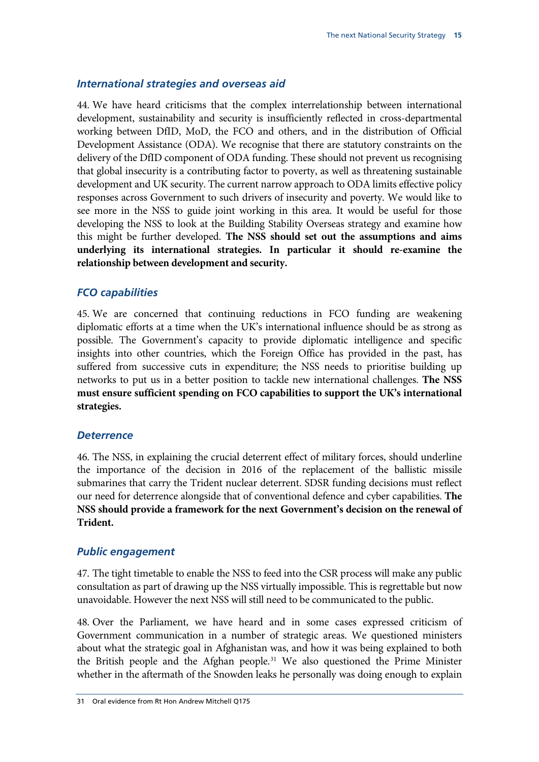### *International strategies and overseas aid*

44. We have heard criticisms that the complex interrelationship between international development, sustainability and security is insufficiently reflected in cross-departmental working between DfID, MoD, the FCO and others, and in the distribution of Official Development Assistance (ODA). We recognise that there are statutory constraints on the delivery of the DfID component of ODA funding. These should not prevent us recognising that global insecurity is a contributing factor to poverty, as well as threatening sustainable development and UK security. The current narrow approach to ODA limits effective policy responses across Government to such drivers of insecurity and poverty. We would like to see more in the NSS to guide joint working in this area. It would be useful for those developing the NSS to look at the Building Stability Overseas strategy and examine how this might be further developed. **The NSS should set out the assumptions and aims underlying its international strategies. In particular it should re-examine the relationship between development and security.**

### *FCO capabilities*

45. We are concerned that continuing reductions in FCO funding are weakening diplomatic efforts at a time when the UK's international influence should be as strong as possible. The Government's capacity to provide diplomatic intelligence and specific insights into other countries, which the Foreign Office has provided in the past, has suffered from successive cuts in expenditure; the NSS needs to prioritise building up networks to put us in a better position to tackle new international challenges. **The NSS must ensure sufficient spending on FCO capabilities to support the UK's international strategies.**

### *Deterrence*

46. The NSS, in explaining the crucial deterrent effect of military forces, should underline the importance of the decision in 2016 of the replacement of the ballistic missile submarines that carry the Trident nuclear deterrent. SDSR funding decisions must reflect our need for deterrence alongside that of conventional defence and cyber capabilities. **The NSS should provide a framework for the next Government's decision on the renewal of Trident.**

### *Public engagement*

47. The tight timetable to enable the NSS to feed into the CSR process will make any public consultation as part of drawing up the NSS virtually impossible. This is regrettable but now unavoidable. However the next NSS will still need to be communicated to the public.

48. Over the Parliament, we have heard and in some cases expressed criticism of Government communication in a number of strategic areas. We questioned ministers about what the strategic goal in Afghanistan was, and how it was being explained to both the British people and the Afghan people.[31] We also questioned the Prime Minister whether in the aftermath of the Snowden leaks he personally was doing enough to explain

---

31 Oral evidence from Rt Hon Andrew Mitchell Q175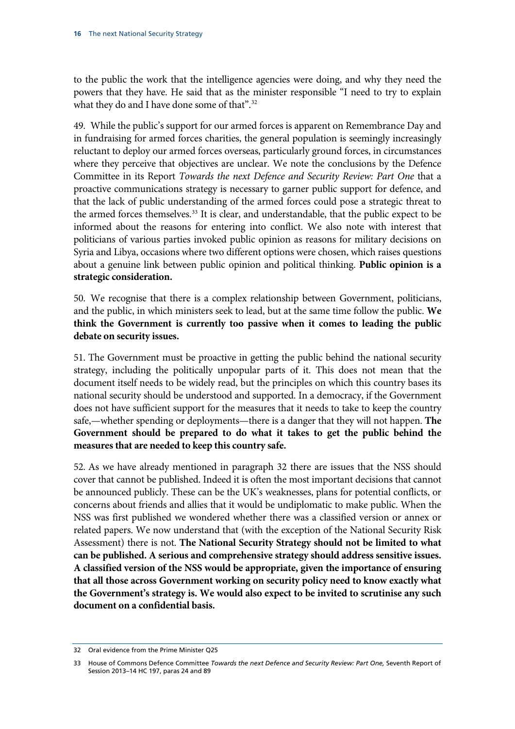to the public the work that the intelligence agencies were doing, and why they need the powers that they have. He said that as the minister responsible "I need to try to explain what they do and I have done some of that".[32]

49. While the public's support for our armed forces is apparent on Remembrance Day and in fundraising for armed forces charities, the general population is seemingly increasingly reluctant to deploy our armed forces overseas, particularly ground forces, in circumstances where they perceive that objectives are unclear. We note the conclusions by the Defence Committee in its Report *Towards the next Defence and Security Review: Part One* that a proactive communications strategy is necessary to garner public support for defence, and that the lack of public understanding of the armed forces could pose a strategic threat to the armed forces themselves.[33] It is clear, and understandable, that the public expect to be informed about the reasons for entering into conflict. We also note with interest that politicians of various parties invoked public opinion as reasons for military decisions on Syria and Libya, occasions where two different options were chosen, which raises questions about a genuine link between public opinion and political thinking. **Public opinion is a strategic consideration.**

50. We recognise that there is a complex relationship between Government, politicians, and the public, in which ministers seek to lead, but at the same time follow the public. **We think the Government is currently too passive when it comes to leading the public debate on security issues.**

51. The Government must be proactive in getting the public behind the national security strategy, including the politically unpopular parts of it. This does not mean that the document itself needs to be widely read, but the principles on which this country bases its national security should be understood and supported. In a democracy, if the Government does not have sufficient support for the measures that it needs to take to keep the country safe,—whether spending or deployments—there is a danger that they will not happen. **The Government should be prepared to do what it takes to get the public behind the measures that are needed to keep this country safe.**

52. As we have already mentioned in paragraph 32 there are issues that the NSS should cover that cannot be published. Indeed it is often the most important decisions that cannot be announced publicly. These can be the UK's weaknesses, plans for potential conflicts, or concerns about friends and allies that it would be undiplomatic to make public. When the NSS was first published we wondered whether there was a classified version or annex or related papers. We now understand that (with the exception of the National Security Risk Assessment) there is not. **The National Security Strategy should not be limited to what can be published. A serious and comprehensive strategy should address sensitive issues. A classified version of the NSS would be appropriate, given the importance of ensuring that all those across Government working on security policy need to know exactly what the Government's strategy is. We would also expect to be invited to scrutinise any such document on a confidential basis.**

---

32 Oral evidence from the Prime Minister Q25

33 House of Commons Defence Committee *Towards the next Defence and Security Review: Part One,* Seventh Report of Session 2013–14 HC 197, paras 24 and 89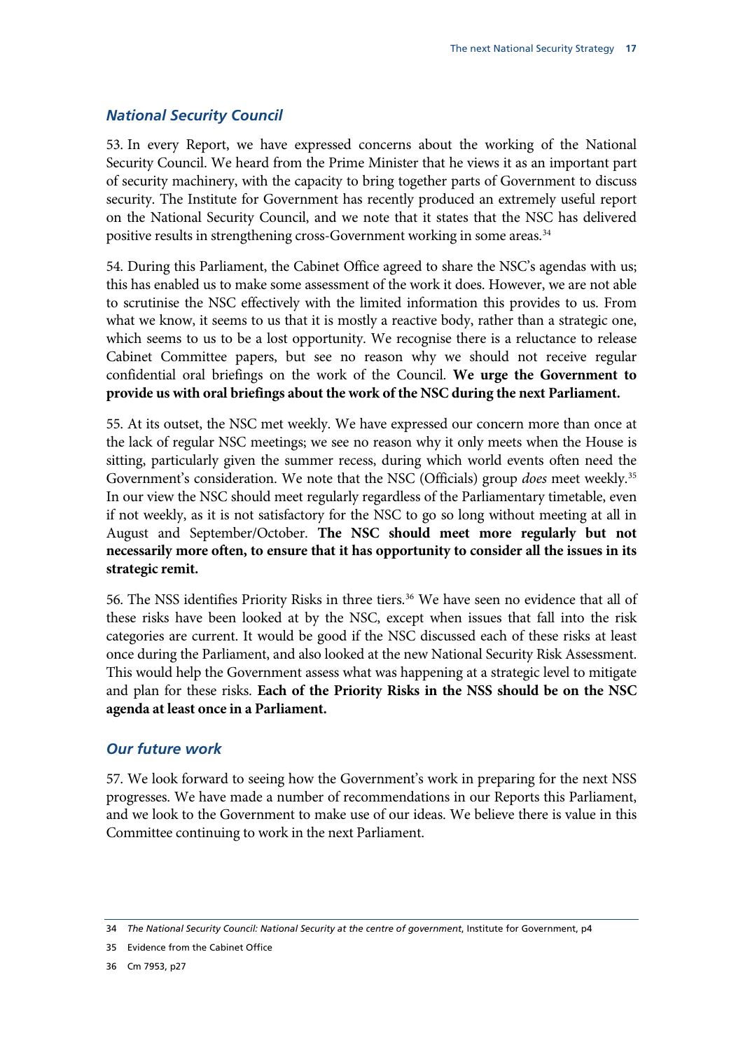### *National Security Council*

53. In every Report, we have expressed concerns about the working of the National Security Council. We heard from the Prime Minister that he views it as an important part of security machinery, with the capacity to bring together parts of Government to discuss security. The Institute for Government has recently produced an extremely useful report on the National Security Council, and we note that it states that the NSC has delivered positive results in strengthening cross-Government working in some areas.[34]

54. During this Parliament, the Cabinet Office agreed to share the NSC's agendas with us; this has enabled us to make some assessment of the work it does. However, we are not able to scrutinise the NSC effectively with the limited information this provides to us. From what we know, it seems to us that it is mostly a reactive body, rather than a strategic one, which seems to us to be a lost opportunity. We recognise there is a reluctance to release Cabinet Committee papers, but see no reason why we should not receive regular confidential oral briefings on the work of the Council. **We urge the Government to provide us with oral briefings about the work of the NSC during the next Parliament.**

55. At its outset, the NSC met weekly. We have expressed our concern more than once at the lack of regular NSC meetings; we see no reason why it only meets when the House is sitting, particularly given the summer recess, during which world events often need the Government's consideration. We note that the NSC (Officials) group *does* meet weekly.[35] In our view the NSC should meet regularly regardless of the Parliamentary timetable, even if not weekly, as it is not satisfactory for the NSC to go so long without meeting at all in August and September/October. **The NSC should meet more regularly but not necessarily more often, to ensure that it has opportunity to consider all the issues in its strategic remit.**

56. The NSS identifies Priority Risks in three tiers.[36] We have seen no evidence that all of these risks have been looked at by the NSC, except when issues that fall into the risk categories are current. It would be good if the NSC discussed each of these risks at least once during the Parliament, and also looked at the new National Security Risk Assessment. This would help the Government assess what was happening at a strategic level to mitigate and plan for these risks. **Each of the Priority Risks in the NSS should be on the NSC agenda at least once in a Parliament.**

### *Our future work*

57. We look forward to seeing how the Government's work in preparing for the next NSS progresses. We have made a number of recommendations in our Reports this Parliament, and we look to the Government to make use of our ideas. We believe there is value in this Committee continuing to work in the next Parliament.

---

34 *The National Security Council: National Security at the centre of government*, Institute for Government, p4

35 Evidence from the Cabinet Office

36 Cm 7953, p27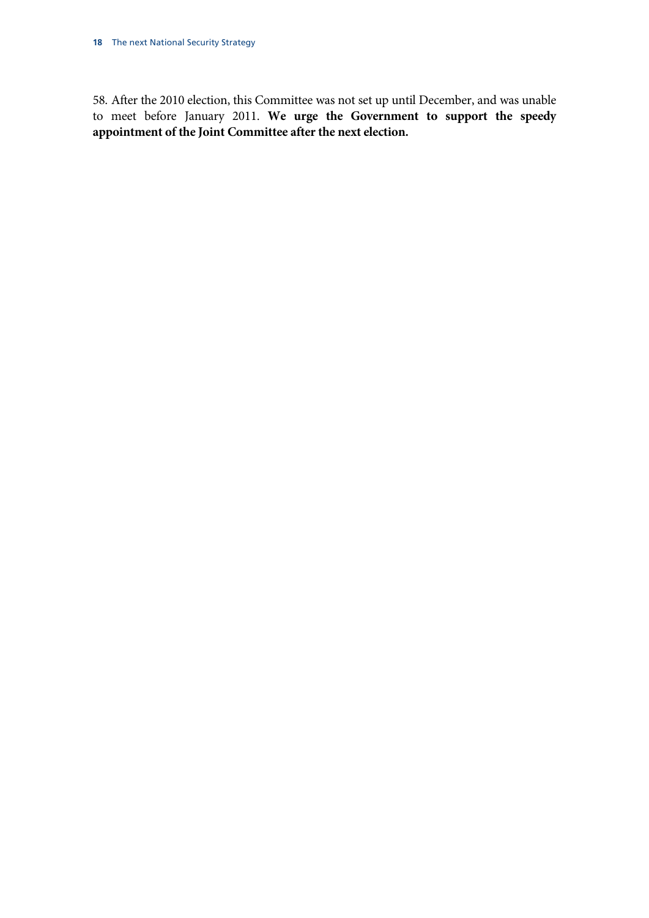58. After the 2010 election, this Committee was not set up until December, and was unable to meet before January 2011. **We urge the Government to support the speedy appointment of the Joint Committee after the next election.**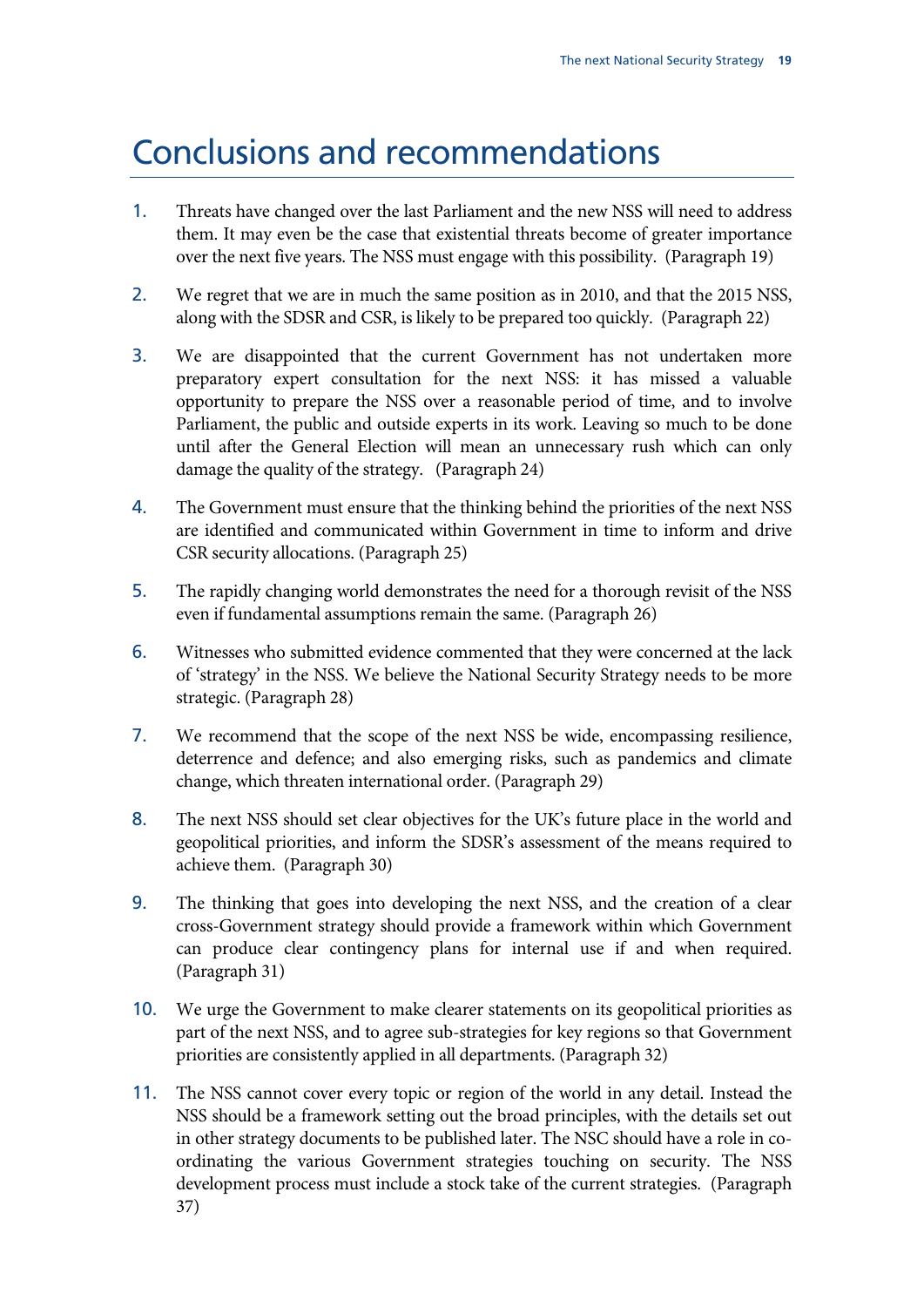# Conclusions and recommendations

1. Threats have changed over the last Parliament and the new NSS will need to address them. It may even be the case that existential threats become of greater importance over the next five years. The NSS must engage with this possibility. (Paragraph 19)

2. We regret that we are in much the same position as in 2010, and that the 2015 NSS, along with the SDSR and CSR, is likely to be prepared too quickly. (Paragraph 22)

3. We are disappointed that the current Government has not undertaken more preparatory expert consultation for the next NSS: it has missed a valuable opportunity to prepare the NSS over a reasonable period of time, and to involve Parliament, the public and outside experts in its work. Leaving so much to be done until after the General Election will mean an unnecessary rush which can only damage the quality of the strategy. (Paragraph 24)

4. The Government must ensure that the thinking behind the priorities of the next NSS are identified and communicated within Government in time to inform and drive CSR security allocations. (Paragraph 25)

5. The rapidly changing world demonstrates the need for a thorough revisit of the NSS even if fundamental assumptions remain the same. (Paragraph 26)

6. Witnesses who submitted evidence commented that they were concerned at the lack of 'strategy' in the NSS. We believe the National Security Strategy needs to be more strategic. (Paragraph 28)

7. We recommend that the scope of the next NSS be wide, encompassing resilience, deterrence and defence; and also emerging risks, such as pandemics and climate change, which threaten international order. (Paragraph 29)

8. The next NSS should set clear objectives for the UK's future place in the world and geopolitical priorities, and inform the SDSR's assessment of the means required to achieve them. (Paragraph 30)

9. The thinking that goes into developing the next NSS, and the creation of a clear cross-Government strategy should provide a framework within which Government can produce clear contingency plans for internal use if and when required. (Paragraph 31)

10. We urge the Government to make clearer statements on its geopolitical priorities as part of the next NSS, and to agree sub-strategies for key regions so that Government priorities are consistently applied in all departments. (Paragraph 32)

11. The NSS cannot cover every topic or region of the world in any detail. Instead the NSS should be a framework setting out the broad principles, with the details set out in other strategy documents to be published later. The NSC should have a role in co-ordinating the various Government strategies touching on security. The NSS development process must include a stock take of the current strategies. (Paragraph 37)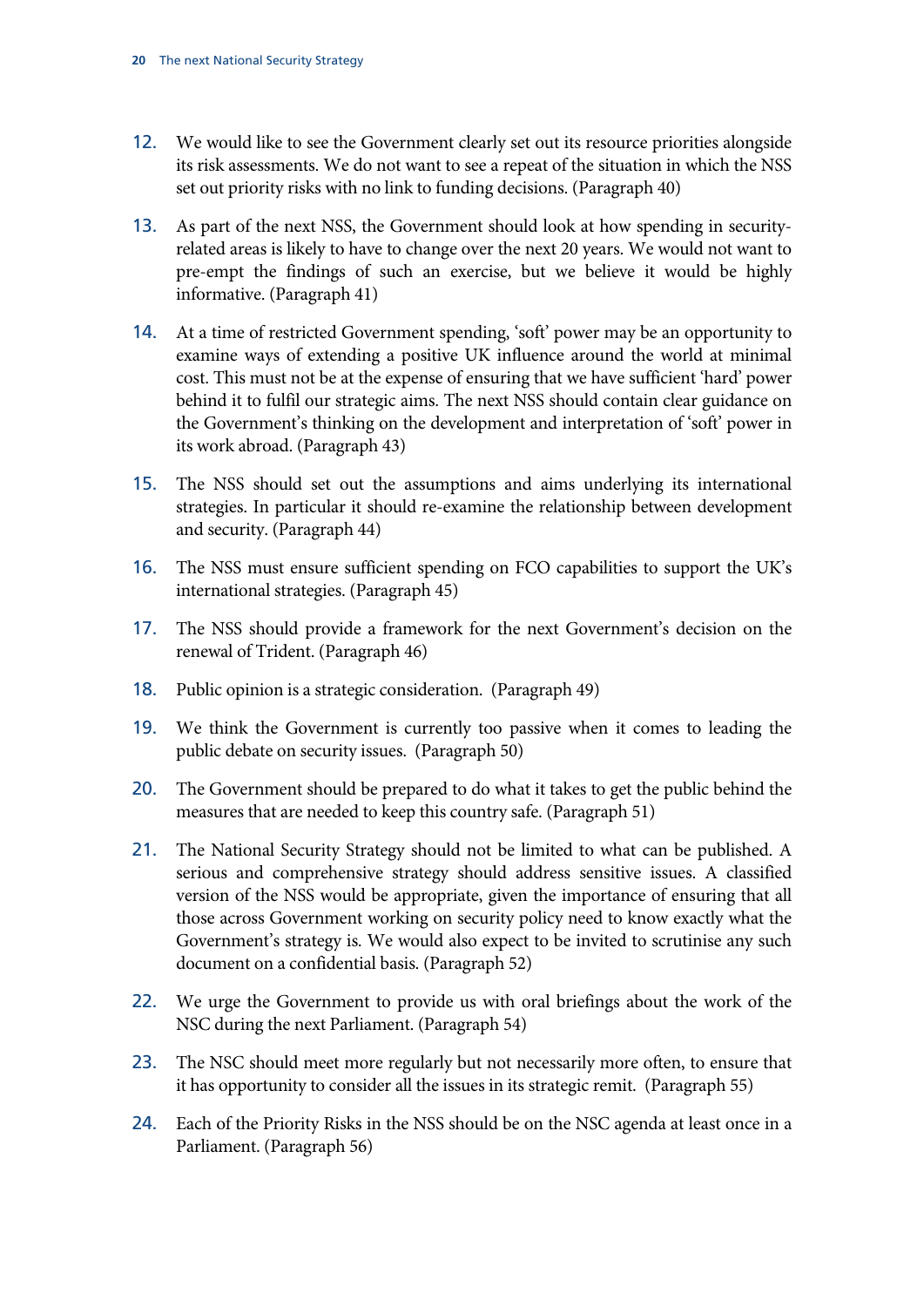12. We would like to see the Government clearly set out its resource priorities alongside its risk assessments. We do not want to see a repeat of the situation in which the NSS set out priority risks with no link to funding decisions. (Paragraph 40)

13. As part of the next NSS, the Government should look at how spending in security-related areas is likely to have to change over the next 20 years. We would not want to pre-empt the findings of such an exercise, but we believe it would be highly informative. (Paragraph 41)

14. At a time of restricted Government spending, 'soft' power may be an opportunity to examine ways of extending a positive UK influence around the world at minimal cost. This must not be at the expense of ensuring that we have sufficient 'hard' power behind it to fulfil our strategic aims. The next NSS should contain clear guidance on the Government's thinking on the development and interpretation of 'soft' power in its work abroad. (Paragraph 43)

15. The NSS should set out the assumptions and aims underlying its international strategies. In particular it should re-examine the relationship between development and security. (Paragraph 44)

16. The NSS must ensure sufficient spending on FCO capabilities to support the UK's international strategies. (Paragraph 45)

17. The NSS should provide a framework for the next Government's decision on the renewal of Trident. (Paragraph 46)

18. Public opinion is a strategic consideration. (Paragraph 49)

19. We think the Government is currently too passive when it comes to leading the public debate on security issues. (Paragraph 50)

20. The Government should be prepared to do what it takes to get the public behind the measures that are needed to keep this country safe. (Paragraph 51)

21. The National Security Strategy should not be limited to what can be published. A serious and comprehensive strategy should address sensitive issues. A classified version of the NSS would be appropriate, given the importance of ensuring that all those across Government working on security policy need to know exactly what the Government's strategy is. We would also expect to be invited to scrutinise any such document on a confidential basis. (Paragraph 52)

22. We urge the Government to provide us with oral briefings about the work of the NSC during the next Parliament. (Paragraph 54)

23. The NSC should meet more regularly but not necessarily more often, to ensure that it has opportunity to consider all the issues in its strategic remit. (Paragraph 55)

24. Each of the Priority Risks in the NSS should be on the NSC agenda at least once in a Parliament. (Paragraph 56)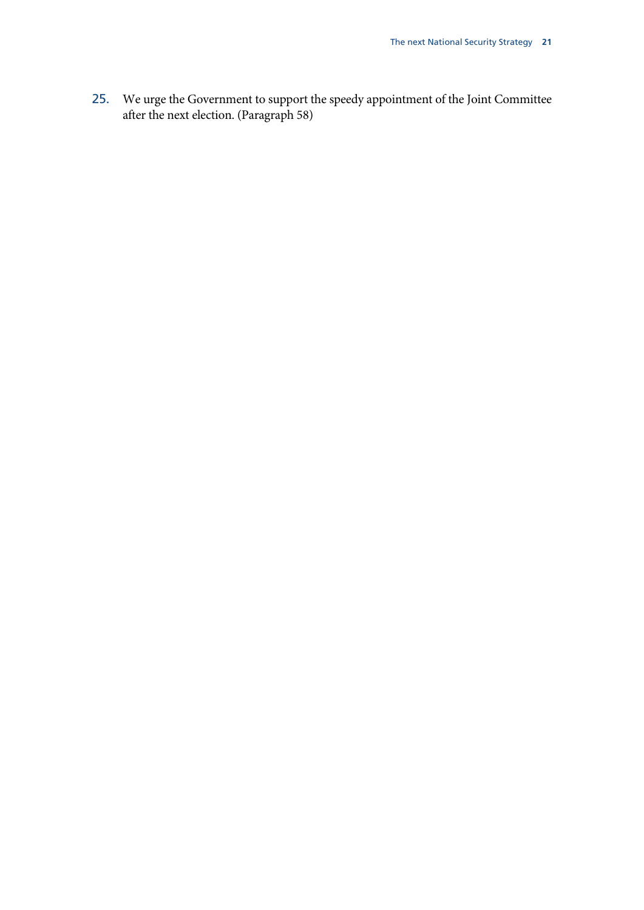25. We urge the Government to support the speedy appointment of the Joint Committee after the next election. (Paragraph 58)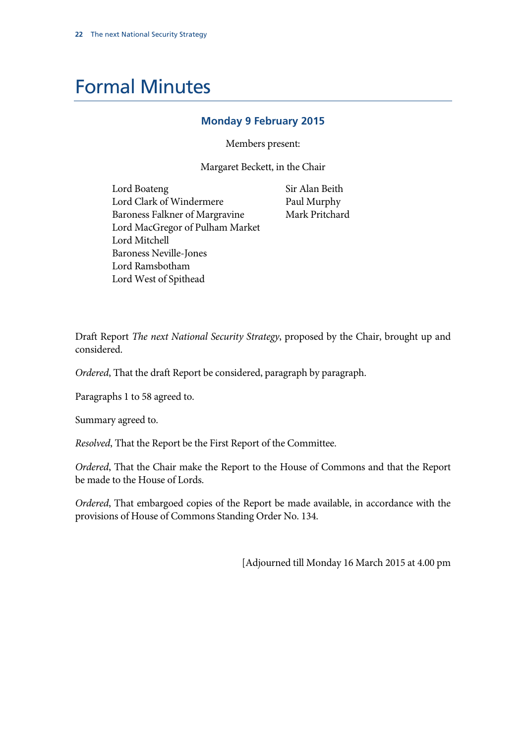# Formal Minutes

### Monday 9 February 2015

Members present:

Margaret Beckett, in the Chair

Lord Boateng
Lord Clark of Windermere
Baroness Falkner of Margravine
Lord MacGregor of Pulham Market
Lord Mitchell
Baroness Neville-Jones
Lord Ramsbotham
Lord West of Spithead
Sir Alan Beith
Paul Murphy
Mark Pritchard

Draft Report *The next National Security Strategy*, proposed by the Chair, brought up and considered.

*Ordered*, That the draft Report be considered, paragraph by paragraph.

Paragraphs 1 to 58 agreed to.

Summary agreed to.

*Resolved*, That the Report be the First Report of the Committee.

*Ordered*, That the Chair make the Report to the House of Commons and that the Report be made to the House of Lords.

*Ordered*, That embargoed copies of the Report be made available, in accordance with the provisions of House of Commons Standing Order No. 134.

[Adjourned till Monday 16 March 2015 at 4.00 pm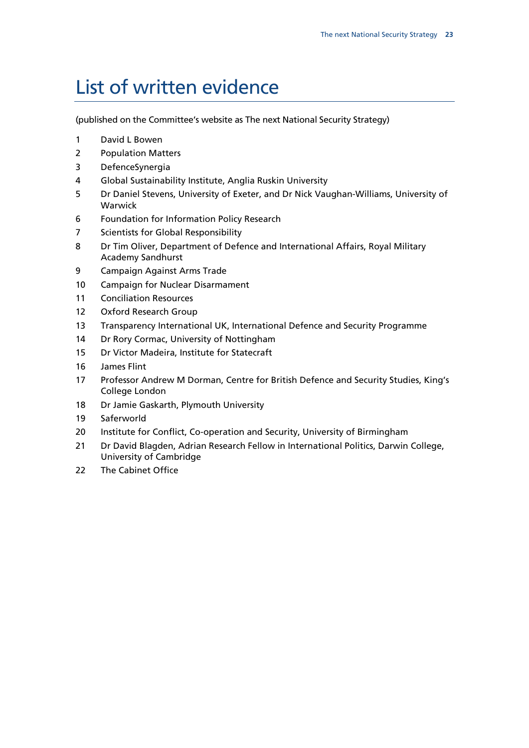# List of written evidence

(published on the Committee's website as The next National Security Strategy)

1 David L Bowen

2 Population Matters

3 DefenceSynergia

4 Global Sustainability Institute, Anglia Ruskin University

5 Dr Daniel Stevens, University of Exeter, and Dr Nick Vaughan-Williams, University of Warwick

6 Foundation for Information Policy Research

7 Scientists for Global Responsibility

8 Dr Tim Oliver, Department of Defence and International Affairs, Royal Military Academy Sandhurst

9 Campaign Against Arms Trade

10 Campaign for Nuclear Disarmament

11 Conciliation Resources

12 Oxford Research Group

13 Transparency International UK, International Defence and Security Programme

14 Dr Rory Cormac, University of Nottingham

15 Dr Victor Madeira, Institute for Statecraft

16 James Flint

17 Professor Andrew M Dorman, Centre for British Defence and Security Studies, King's College London

18 Dr Jamie Gaskarth, Plymouth University

19 Saferworld

20 Institute for Conflict, Co-operation and Security, University of Birmingham

21 Dr David Blagden, Adrian Research Fellow in International Politics, Darwin College, University of Cambridge

22 The Cabinet Office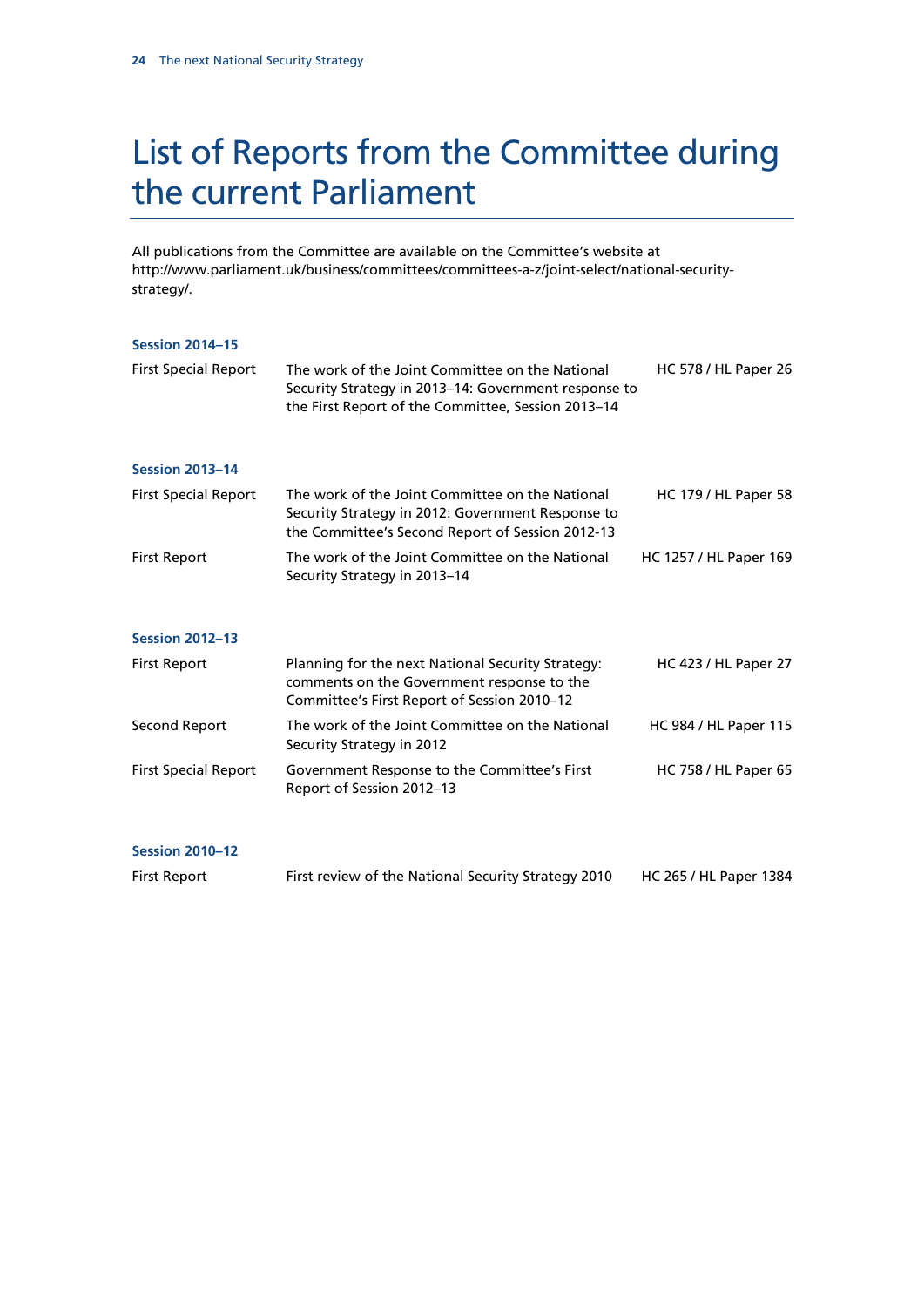# List of Reports from the Committee during the current Parliament

All publications from the Committee are available on the Committee's website at http://www.parliament.uk/business/committees/committees-a-z/joint-select/national-security-strategy/.

### Session 2014–15

| | | |
|---|---|---|
| First Special Report | The work of the Joint Committee on the National Security Strategy in 2013–14: Government response to the First Report of the Committee, Session 2013–14 | HC 578 / HL Paper 26 |

### Session 2013–14

| | | |
|---|---|---|
| First Special Report | The work of the Joint Committee on the National Security Strategy in 2012: Government Response to the Committee's Second Report of Session 2012-13 | HC 179 / HL Paper 58 |
| First Report | The work of the Joint Committee on the National Security Strategy in 2013–14 | HC 1257 / HL Paper 169 |

### Session 2012–13

| | | |
|---|---|---|
| First Report | Planning for the next National Security Strategy: comments on the Government response to the Committee's First Report of Session 2010–12 | HC 423 / HL Paper 27 |
| Second Report | The work of the Joint Committee on the National Security Strategy in 2012 | HC 984 / HL Paper 115 |
| First Special Report | Government Response to the Committee's First Report of Session 2012–13 | HC 758 / HL Paper 65 |

### Session 2010–12

| | | |
|---|---|---|
| First Report | First review of the National Security Strategy 2010 | HC 265 / HL Paper 1384 |